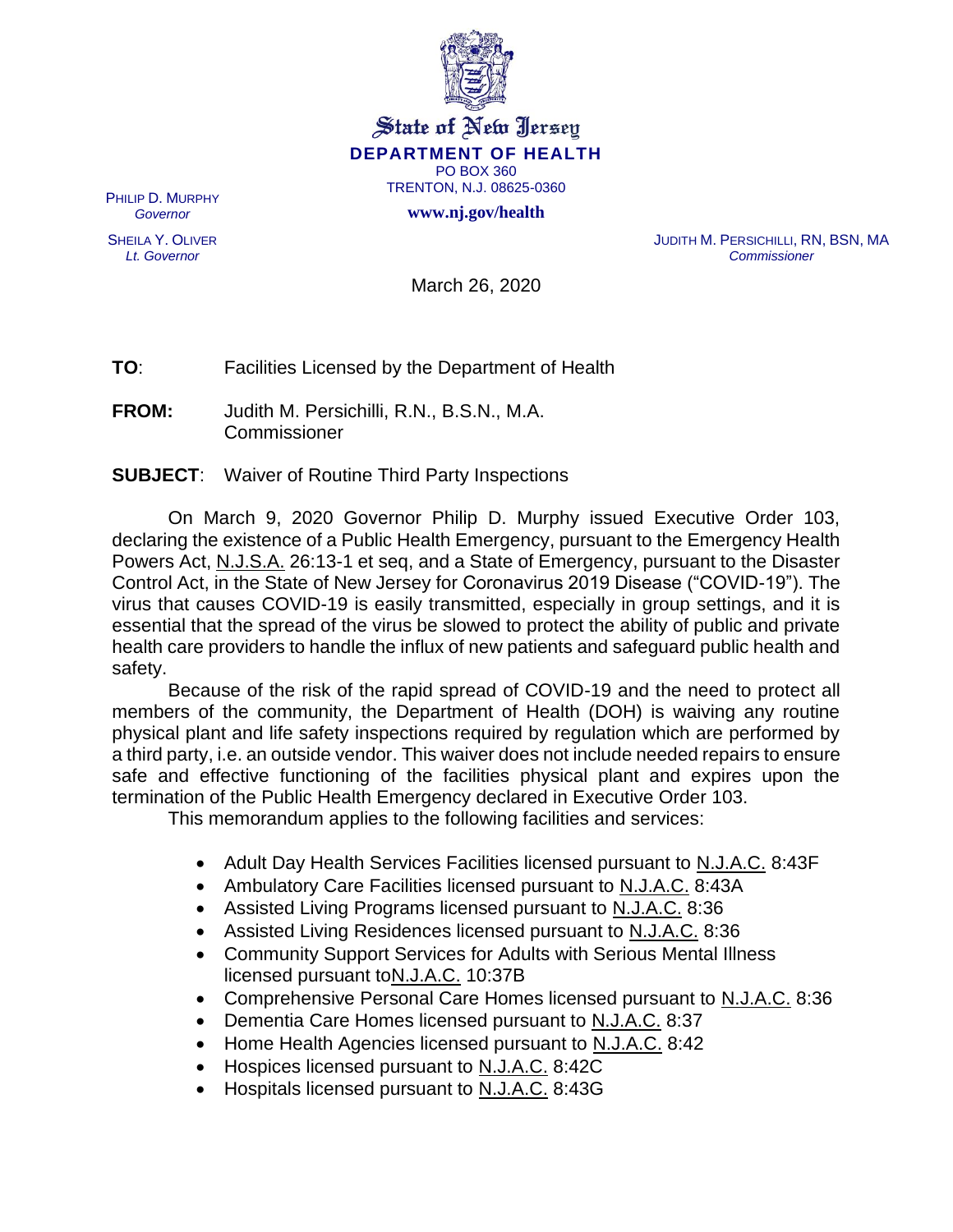State of New Jersey
**DEPARTMENT OF HEALTH**
PO BOX 360
TRENTON, N.J. 08625-0360
**www.nj.gov/health**

PHILIP D. MURPHY
*Governor*

SHEILA Y. OLIVER
*Lt. Governor*

JUDITH M. PERSICHILLI, RN, BSN, MA
*Commissioner*

March 26, 2020

**TO**: Facilities Licensed by the Department of Health

**FROM:** Judith M. Persichilli, R.N., B.S.N., M.A.
Commissioner

**SUBJECT**: Waiver of Routine Third Party Inspections

On March 9, 2020 Governor Philip D. Murphy issued Executive Order 103, declaring the existence of a Public Health Emergency, pursuant to the Emergency Health Powers Act, N.J.S.A. 26:13-1 et seq, and a State of Emergency, pursuant to the Disaster Control Act, in the State of New Jersey for Coronavirus 2019 Disease ("COVID-19"). The virus that causes COVID-19 is easily transmitted, especially in group settings, and it is essential that the spread of the virus be slowed to protect the ability of public and private health care providers to handle the influx of new patients and safeguard public health and safety.

Because of the risk of the rapid spread of COVID-19 and the need to protect all members of the community, the Department of Health (DOH) is waiving any routine physical plant and life safety inspections required by regulation which are performed by a third party, i.e. an outside vendor. This waiver does not include needed repairs to ensure safe and effective functioning of the facilities physical plant and expires upon the termination of the Public Health Emergency declared in Executive Order 103.

This memorandum applies to the following facilities and services:

- Adult Day Health Services Facilities licensed pursuant to N.J.A.C. 8:43F
- Ambulatory Care Facilities licensed pursuant to N.J.A.C. 8:43A
- Assisted Living Programs licensed pursuant to N.J.A.C. 8:36
- Assisted Living Residences licensed pursuant to N.J.A.C. 8:36
- Community Support Services for Adults with Serious Mental Illness licensed pursuant toN.J.A.C. 10:37B
- Comprehensive Personal Care Homes licensed pursuant to N.J.A.C. 8:36
- Dementia Care Homes licensed pursuant to N.J.A.C. 8:37
- Home Health Agencies licensed pursuant to N.J.A.C. 8:42
- Hospices licensed pursuant to N.J.A.C. 8:42C
- Hospitals licensed pursuant to N.J.A.C. 8:43G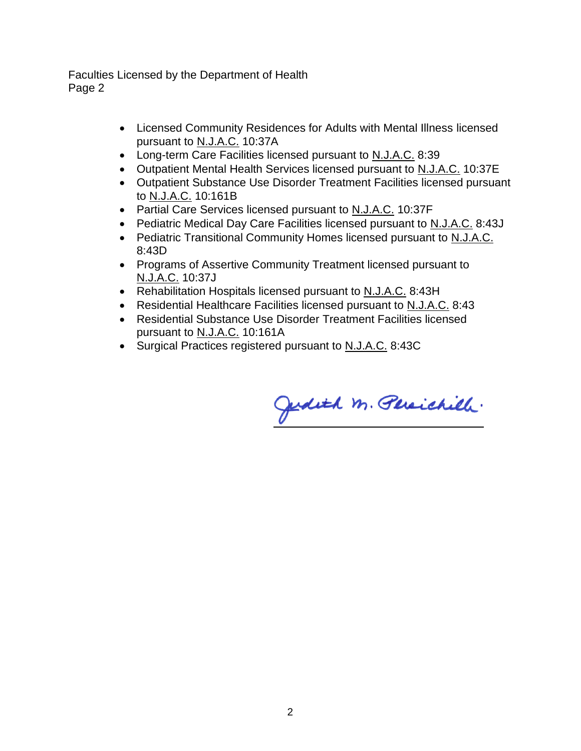- Licensed Community Residences for Adults with Mental Illness licensed pursuant to N.J.A.C. 10:37A
- Long-term Care Facilities licensed pursuant to N.J.A.C. 8:39
- Outpatient Mental Health Services licensed pursuant to N.J.A.C. 10:37E
- Outpatient Substance Use Disorder Treatment Facilities licensed pursuant to N.J.A.C. 10:161B
- Partial Care Services licensed pursuant to N.J.A.C. 10:37F
- Pediatric Medical Day Care Facilities licensed pursuant to N.J.A.C. 8:43J
- Pediatric Transitional Community Homes licensed pursuant to N.J.A.C. 8:43D
- Programs of Assertive Community Treatment licensed pursuant to N.J.A.C. 10:37J
- Rehabilitation Hospitals licensed pursuant to N.J.A.C. 8:43H
- Residential Healthcare Facilities licensed pursuant to N.J.A.C. 8:43
- Residential Substance Use Disorder Treatment Facilities licensed pursuant to N.J.A.C. 10:161A
- Surgical Practices registered pursuant to N.J.A.C. 8:43C

Judith M. Persichilli